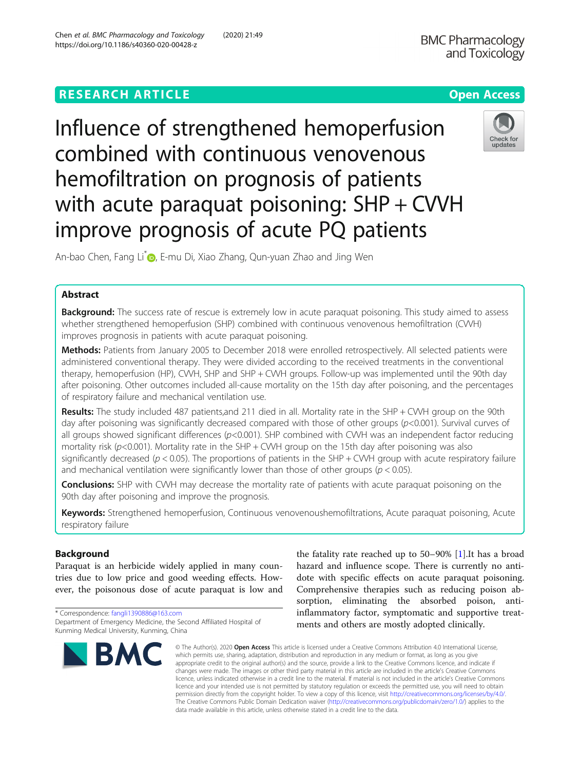RESEARCH ARTICLE

Open Access

# Influence of strengthened hemoperfusion combined with continuous venovenous hemofiltration on prognosis of patients with acute paraquat poisoning: SHP + CVVH improve prognosis of acute PQ patients

An-bao Chen, Fang Li*, E-mu Di, Xiao Zhang, Qun-yuan Zhao and Jing Wen

## Abstract

**Background:** The success rate of rescue is extremely low in acute paraquat poisoning. This study aimed to assess whether strengthened hemoperfusion (SHP) combined with continuous venovenous hemofiltration (CVVH) improves prognosis in patients with acute paraquat poisoning.

**Methods:** Patients from January 2005 to December 2018 were enrolled retrospectively. All selected patients were administered conventional therapy. They were divided according to the received treatments in the conventional therapy, hemoperfusion (HP), CVVH, SHP and SHP + CVVH groups. Follow-up was implemented until the 90th day after poisoning. Other outcomes included all-cause mortality on the 15th day after poisoning, and the percentages of respiratory failure and mechanical ventilation use.

**Results:** The study included 487 patients,and 211 died in all. Mortality rate in the SHP + CVVH group on the 90th day after poisoning was significantly decreased compared with those of other groups ($p<0.001$). Survival curves of all groups showed significant differences ($p<0.001$). SHP combined with CVVH was an independent factor reducing mortality risk ($p<0.001$). Mortality rate in the SHP + CVVH group on the 15th day after poisoning was also significantly decreased ($p < 0.05$). The proportions of patients in the SHP + CVVH group with acute respiratory failure and mechanical ventilation were significantly lower than those of other groups ($p < 0.05$).

**Conclusions:** SHP with CVVH may decrease the mortality rate of patients with acute paraquat poisoning on the 90th day after poisoning and improve the prognosis.

**Keywords:** Strengthened hemoperfusion, Continuous venovenoushemofiltrations, Acute paraquat poisoning, Acute respiratory failure

## Background

Paraquat is an herbicide widely applied in many countries due to low price and good weeding effects. However, the poisonous dose of acute paraquat is low and the fatality rate reached up to 50–90% [1].It has a broad hazard and influence scope. There is currently no antidote with specific effects on acute paraquat poisoning. Comprehensive therapies such as reducing poison absorption, eliminating the absorbed poison, anti-inflammatory factor, symptomatic and supportive treatments and others are mostly adopted clinically.

* Correspondence: fangli1390886@163.com
Department of Emergency Medicine, the Second Affiliated Hospital of Kunming Medical University, Kunming, China

© The Author(s). 2020 **Open Access** This article is licensed under a Creative Commons Attribution 4.0 International License, which permits use, sharing, adaptation, distribution and reproduction in any medium or format, as long as you give appropriate credit to the original author(s) and the source, provide a link to the Creative Commons licence, and indicate if changes were made. The images or other third party material in this article are included in the article's Creative Commons licence, unless indicated otherwise in a credit line to the material. If material is not included in the article's Creative Commons licence and your intended use is not permitted by statutory regulation or exceeds the permitted use, you will need to obtain permission directly from the copyright holder. To view a copy of this licence, visit http://creativecommons.org/licenses/by/4.0/. The Creative Commons Public Domain Dedication waiver (http://creativecommons.org/publicdomain/zero/1.0/) applies to the data made available in this article, unless otherwise stated in a credit line to the data.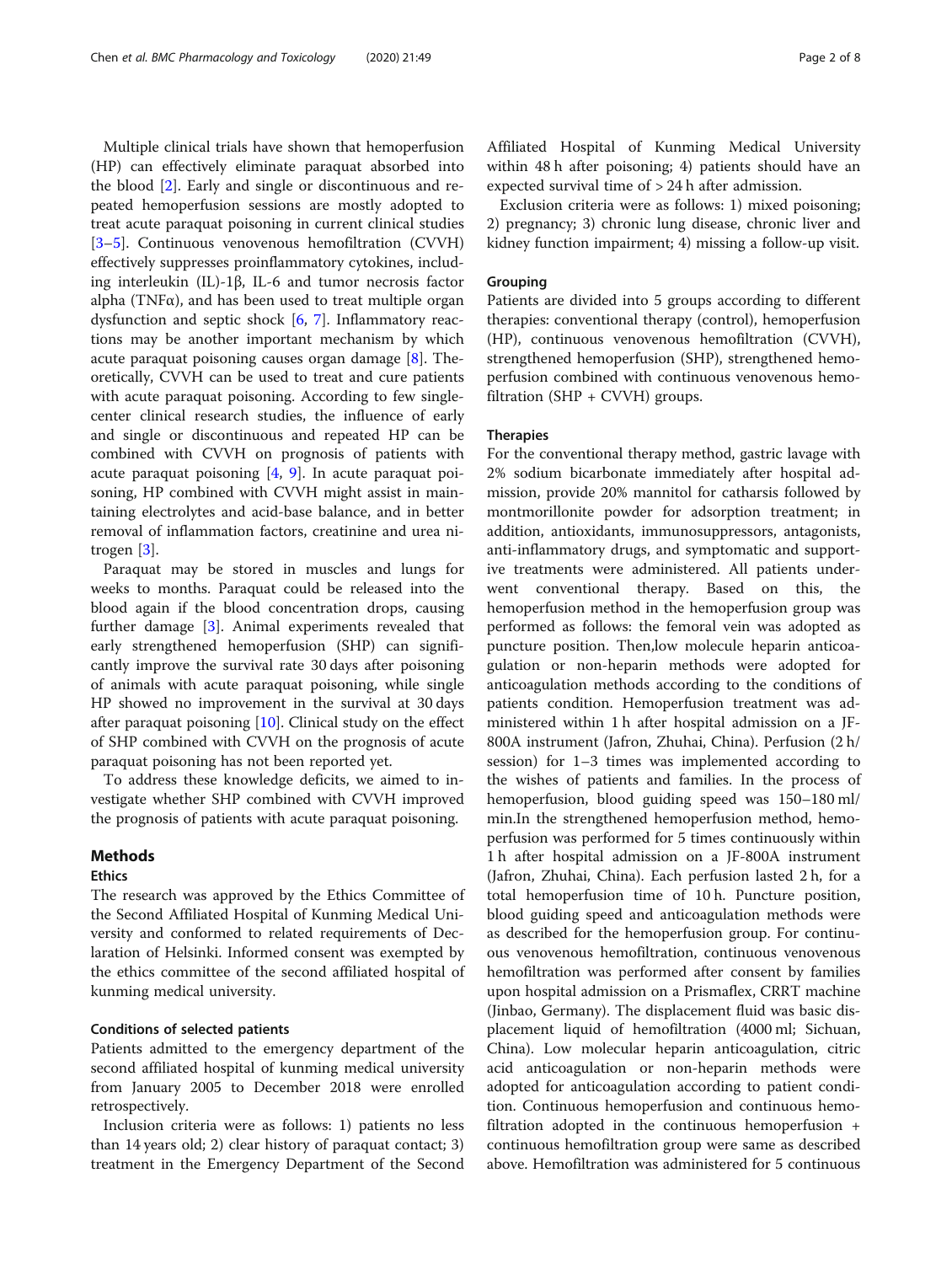Multiple clinical trials have shown that hemoperfusion (HP) can effectively eliminate paraquat absorbed into the blood [2]. Early and single or discontinuous and repeated hemoperfusion sessions are mostly adopted to treat acute paraquat poisoning in current clinical studies [3–5]. Continuous venovenous hemofiltration (CVVH) effectively suppresses proinflammatory cytokines, including interleukin (IL)-1β, IL-6 and tumor necrosis factor alpha (TNFα), and has been used to treat multiple organ dysfunction and septic shock [6, 7]. Inflammatory reactions may be another important mechanism by which acute paraquat poisoning causes organ damage [8]. Theoretically, CVVH can be used to treat and cure patients with acute paraquat poisoning. According to few single-center clinical research studies, the influence of early and single or discontinuous and repeated HP can be combined with CVVH on prognosis of patients with acute paraquat poisoning [4, 9]. In acute paraquat poisoning, HP combined with CVVH might assist in maintaining electrolytes and acid-base balance, and in better removal of inflammation factors, creatinine and urea nitrogen [3].

Paraquat may be stored in muscles and lungs for weeks to months. Paraquat could be released into the blood again if the blood concentration drops, causing further damage [3]. Animal experiments revealed that early strengthened hemoperfusion (SHP) can significantly improve the survival rate 30 days after poisoning of animals with acute paraquat poisoning, while single HP showed no improvement in the survival at 30 days after paraquat poisoning [10]. Clinical study on the effect of SHP combined with CVVH on the prognosis of acute paraquat poisoning has not been reported yet.

To address these knowledge deficits, we aimed to investigate whether SHP combined with CVVH improved the prognosis of patients with acute paraquat poisoning.

## Methods

### Ethics

The research was approved by the Ethics Committee of the Second Affiliated Hospital of Kunming Medical University and conformed to related requirements of Declaration of Helsinki. Informed consent was exempted by the ethics committee of the second affiliated hospital of kunming medical university.

### Conditions of selected patients

Patients admitted to the emergency department of the second affiliated hospital of kunming medical university from January 2005 to December 2018 were enrolled retrospectively.

Inclusion criteria were as follows: 1) patients no less than 14 years old; 2) clear history of paraquat contact; 3) treatment in the Emergency Department of the Second Affiliated Hospital of Kunming Medical University within 48 h after poisoning; 4) patients should have an expected survival time of > 24 h after admission.

Exclusion criteria were as follows: 1) mixed poisoning; 2) pregnancy; 3) chronic lung disease, chronic liver and kidney function impairment; 4) missing a follow-up visit.

### Grouping

Patients are divided into 5 groups according to different therapies: conventional therapy (control), hemoperfusion (HP), continuous venovenous hemofiltration (CVVH), strengthened hemoperfusion (SHP), strengthened hemoperfusion combined with continuous venovenous hemofiltration (SHP + CVVH) groups.

### Therapies

For the conventional therapy method, gastric lavage with 2% sodium bicarbonate immediately after hospital admission, provide 20% mannitol for catharsis followed by montmorillonite powder for adsorption treatment; in addition, antioxidants, immunosuppressors, antagonists, anti-inflammatory drugs, and symptomatic and supportive treatments were administered. All patients underwent conventional therapy. Based on this, the hemoperfusion method in the hemoperfusion group was performed as follows: the femoral vein was adopted as puncture position. Then,low molecule heparin anticoagulation or non-heparin methods were adopted for anticoagulation methods according to the conditions of patients condition. Hemoperfusion treatment was administered within 1 h after hospital admission on a JF-800A instrument (Jafron, Zhuhai, China). Perfusion (2 h/session) for 1–3 times was implemented according to the wishes of patients and families. In the process of hemoperfusion, blood guiding speed was 150–180 ml/min.In the strengthened hemoperfusion method, hemoperfusion was performed for 5 times continuously within 1 h after hospital admission on a JF-800A instrument (Jafron, Zhuhai, China). Each perfusion lasted 2 h, for a total hemoperfusion time of 10 h. Puncture position, blood guiding speed and anticoagulation methods were as described for the hemoperfusion group. For continuous venovenous hemofiltration, continuous venovenous hemofiltration was performed after consent by families upon hospital admission on a Prismaflex, CRRT machine (Jinbao, Germany). The displacement fluid was basic displacement liquid of hemofiltration (4000 ml; Sichuan, China). Low molecular heparin anticoagulation, citric acid anticoagulation or non-heparin methods were adopted for anticoagulation according to patient condition. Continuous hemoperfusion and continuous hemofiltration adopted in the continuous hemoperfusion + continuous hemofiltration group were same as described above. Hemofiltration was administered for 5 continuous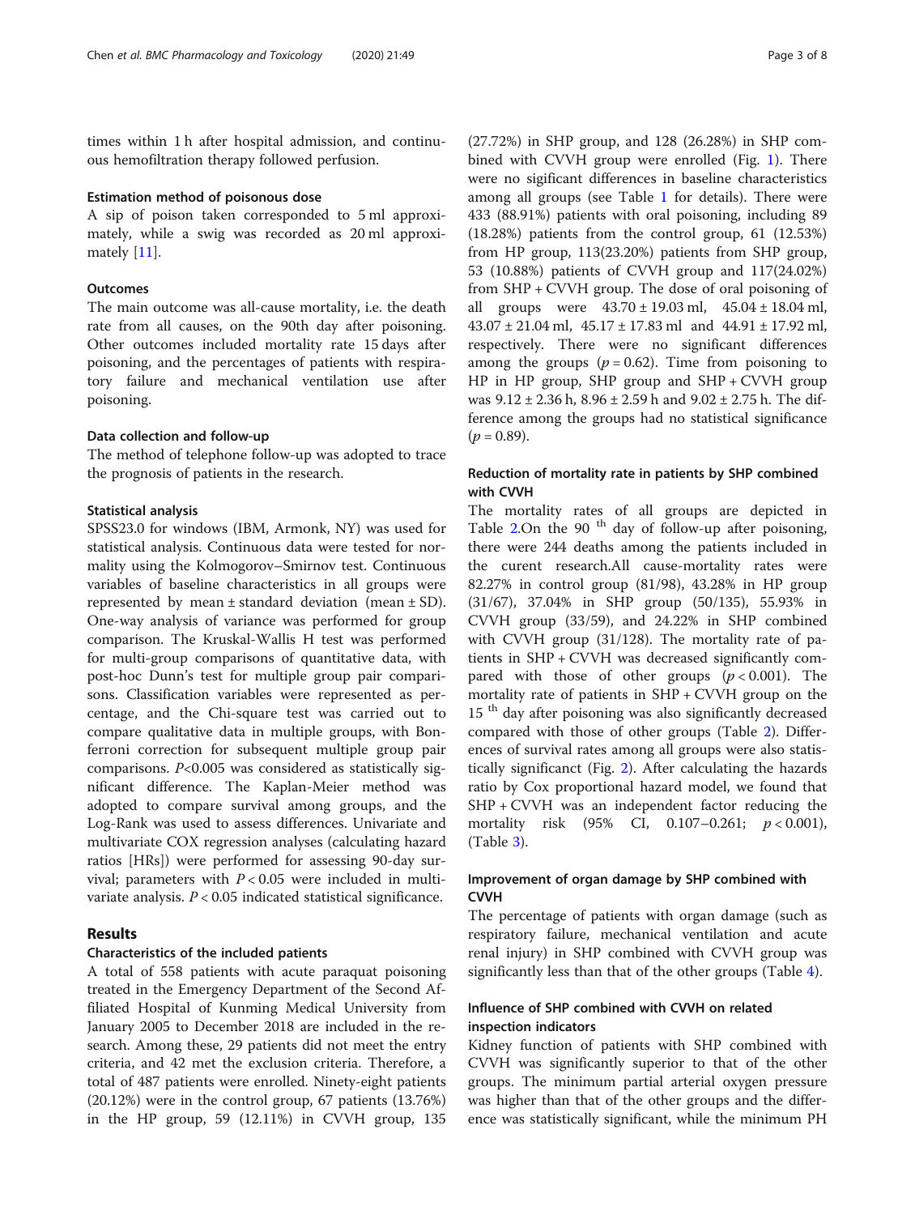times within 1 h after hospital admission, and continuous hemofiltration therapy followed perfusion.

### Estimation method of poisonous dose

A sip of poison taken corresponded to 5 ml approximately, while a swig was recorded as 20 ml approximately [11].

### Outcomes

The main outcome was all-cause mortality, i.e. the death rate from all causes, on the 90th day after poisoning. Other outcomes included mortality rate 15 days after poisoning, and the percentages of patients with respiratory failure and mechanical ventilation use after poisoning.

### Data collection and follow-up

The method of telephone follow-up was adopted to trace the prognosis of patients in the research.

### Statistical analysis

SPSS23.0 for windows (IBM, Armonk, NY) was used for statistical analysis. Continuous data were tested for normality using the Kolmogorov–Smirnov test. Continuous variables of baseline characteristics in all groups were represented by mean ± standard deviation (mean ± SD). One-way analysis of variance was performed for group comparison. The Kruskal-Wallis H test was performed for multi-group comparisons of quantitative data, with post-hoc Dunn's test for multiple group pair comparisons. Classification variables were represented as percentage, and the Chi-square test was carried out to compare qualitative data in multiple groups, with Bonferroni correction for subsequent multiple group pair comparisons. $P<0.005$ was considered as statistically significant difference. The Kaplan-Meier method was adopted to compare survival among groups, and the Log-Rank was used to assess differences. Univariate and multivariate COX regression analyses (calculating hazard ratios [HRs]) were performed for assessing 90-day survival; parameters with $P<0.05$ were included in multivariate analysis. $P<0.05$ indicated statistical significance.

## Results

### Characteristics of the included patients

A total of 558 patients with acute paraquat poisoning treated in the Emergency Department of the Second Affiliated Hospital of Kunming Medical University from January 2005 to December 2018 are included in the research. Among these, 29 patients did not meet the entry criteria, and 42 met the exclusion criteria. Therefore, a total of 487 patients were enrolled. Ninety-eight patients (20.12%) were in the control group, 67 patients (13.76%) in the HP group, 59 (12.11%) in CVVH group, 135 (27.72%) in SHP group, and 128 (26.28%) in SHP combined with CVVH group were enrolled (Fig. 1). There were no sigificant differences in baseline characteristics among all groups (see Table 1 for details). There were 433 (88.91%) patients with oral poisoning, including 89 (18.28%) patients from the control group, 61 (12.53%) from HP group, 113(23.20%) patients from SHP group, 53 (10.88%) patients of CVVH group and 117(24.02%) from SHP + CVVH group. The dose of oral poisoning of all groups were 43.70 ± 19.03 ml, 45.04 ± 18.04 ml, 43.07 ± 21.04 ml, 45.17 ± 17.83 ml and 44.91 ± 17.92 ml, respectively. There were no significant differences among the groups ($p = 0.62$). Time from poisoning to HP in HP group, SHP group and SHP + CVVH group was 9.12 ± 2.36 h, 8.96 ± 2.59 h and 9.02 ± 2.75 h. The difference among the groups had no statistical significance ($p = 0.89$).

### Reduction of mortality rate in patients by SHP combined with CVVH

The mortality rates of all groups are depicted in Table 2.On the 90 $^{th}$ day of follow-up after poisoning, there were 244 deaths among the patients included in the curent research.All cause-mortality rates were 82.27% in control group (81/98), 43.28% in HP group (31/67), 37.04% in SHP group (50/135), 55.93% in CVVH group (33/59), and 24.22% in SHP combined with CVVH group (31/128). The mortality rate of patients in SHP + CVVH was decreased significantly compared with those of other groups ($p<0.001$). The mortality rate of patients in SHP + CVVH group on the 15 $^{th}$ day after poisoning was also significantly decreased compared with those of other groups (Table 2). Differences of survival rates among all groups were also statistically significancant (Fig. 2). After calculating the hazards ratio by Cox proportional hazard model, we found that SHP + CVVH was an independent factor reducing the mortality risk (95% CI, 0.107–0.261; $p<0.001$), (Table 3).

### Improvement of organ damage by SHP combined with CVVH

The percentage of patients with organ damage (such as respiratory failure, mechanical ventilation and acute renal injury) in SHP combined with CVVH group was significantly less than that of the other groups (Table 4).

### Influence of SHP combined with CVVH on related inspection indicators

Kidney function of patients with SHP combined with CVVH was significantly superior to that of the other groups. The minimum partial arterial oxygen pressure was higher than that of the other groups and the difference was statistically significant, while the minimum PH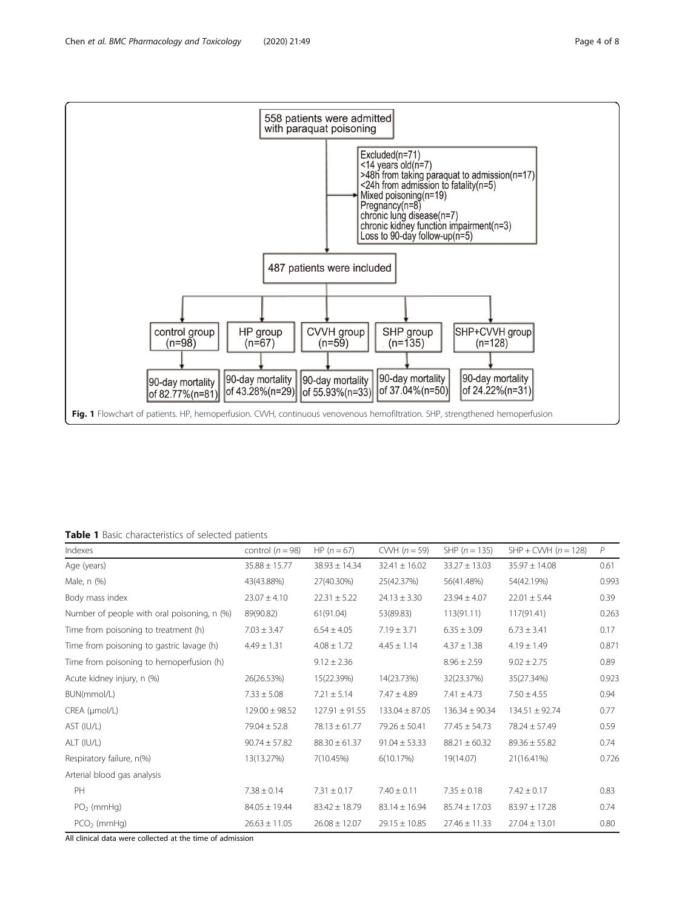558 patients were admitted with paraquat poisoning

Excluded(n=71)
<14 years old(n=7)
>48h from taking paraquat to admission(n=17)
<24h from admission to fatality(n=5)
Mixed poisoning(n=19)
Pregnancy(n=8)
chronic lung disease(n=7)
chronic kidney function impairment(n=3)
Loss to 90-day follow-up(n=5)

487 patients were included

| control group (n=98) | HP group (n=67) | CVVH group (n=59) | SHP group (n=135) | SHP+CVVH group (n=128) |
|---|---|---|---|---|
| 90-day mortality of 82.77%(n=81) | 90-day mortality of 43.28%(n=29) | 90-day mortality of 55.93%(n=33) | 90-day mortality of 37.04%(n=50) | 90-day mortality of 24.22%(n=31) |

**Fig. 1** Flowchart of patients. HP, hemoperfusion. CVVH, continuous venovenous hemofiltration. SHP, strengthened hemoperfusion

**Table 1** Basic characteristics of selected patients

| Indexes | control ($n = 98$) | HP ($n = 67$) | CVVH ($n = 59$) | SHP ($n = 135$) | SHP + CVVH ($n = 128$) | *P* |
|---|---|---|---|---|---|---|
| Age (years) | 35.88 ± 15.77 | 38.93 ± 14.34 | 32.41 ± 16.02 | 33.27 ± 13.03 | 35.97 ± 14.08 | 0.61 |
| Male, n (%) | 43(43.88%) | 27(40.30%) | 25(42.37%) | 56(41.48%) | 54(42.19%) | 0.993 |
| Body mass index | 23.07 ± 4.10 | 22.31 ± 5.22 | 24.13 ± 3.30 | 23.94 ± 4.07 | 22.01 ± 5.44 | 0.39 |
| Number of people with oral poisoning, n (%) | 89(90.82) | 61(91.04) | 53(89.83) | 113(91.11) | 117(91.41) | 0.263 |
| Time from poisoning to treatment (h) | 7.03 ± 3.47 | 6.54 ± 4.05 | 7.19 ± 3.71 | 6.35 ± 3.09 | 6.73 ± 3.41 | 0.17 |
| Time from poisoning to gastric lavage (h) | 4.49 ± 1.31 | 4.08 ± 1.72 | 4.45 ± 1.14 | 4.37 ± 1.38 | 4.19 ± 1.49 | 0.871 |
| Time from poisoning to hemoperfusion (h) | | 9.12 ± 2.36 | | 8.96 ± 2.59 | 9.02 ± 2.75 | 0.89 |
| Acute kidney injury, n (%) | 26(26.53%) | 15(22.39%) | 14(23.73%) | 32(23.37%) | 35(27.34%) | 0.923 |
| BUN(mmol/L) | 7.33 ± 5.08 | 7.21 ± 5.14 | 7.47 ± 4.89 | 7.41 ± 4.73 | 7.50 ± 4.55 | 0.94 |
| CREA (μmol/L) | 129.00 ± 98.52 | 127.91 ± 91.55 | 133.04 ± 87.05 | 136.34 ± 90.34 | 134.51 ± 92.74 | 0.77 |
| AST (IU/L) | 79.04 ± 52.8 | 78.13 ± 61.77 | 79.26 ± 50.41 | 77.45 ± 54.73 | 78.24 ± 57.49 | 0.59 |
| ALT (IU/L) | 90.74 ± 57.82 | 88.30 ± 61.37 | 91.04 ± 53.33 | 88.21 ± 60.32 | 89.36 ± 55.82 | 0.74 |
| Respiratory failure, n(%) | 13(13.27%) | 7(10.45%) | 6(10.17%) | 19(14.07) | 21(16.41%) | 0.726 |
| Arterial blood gas analysis | | | | | | |
| PH | 7.38 ± 0.14 | 7.31 ± 0.17 | 7.40 ± 0.11 | 7.35 ± 0.18 | 7.42 ± 0.17 | 0.83 |
| $PO_2$ (mmHg) | 84.05 ± 19.44 | 83.42 ± 18.79 | 83.14 ± 16.94 | 85.74 ± 17.03 | 83.97 ± 17.28 | 0.74 |
| $PCO_2$ (mmHg) | 26.63 ± 11.05 | 26.08 ± 12.07 | 29.15 ± 10.85 | 27.46 ± 11.33 | 27.04 ± 13.01 | 0.80 |

All clinical data were collected at the time of admission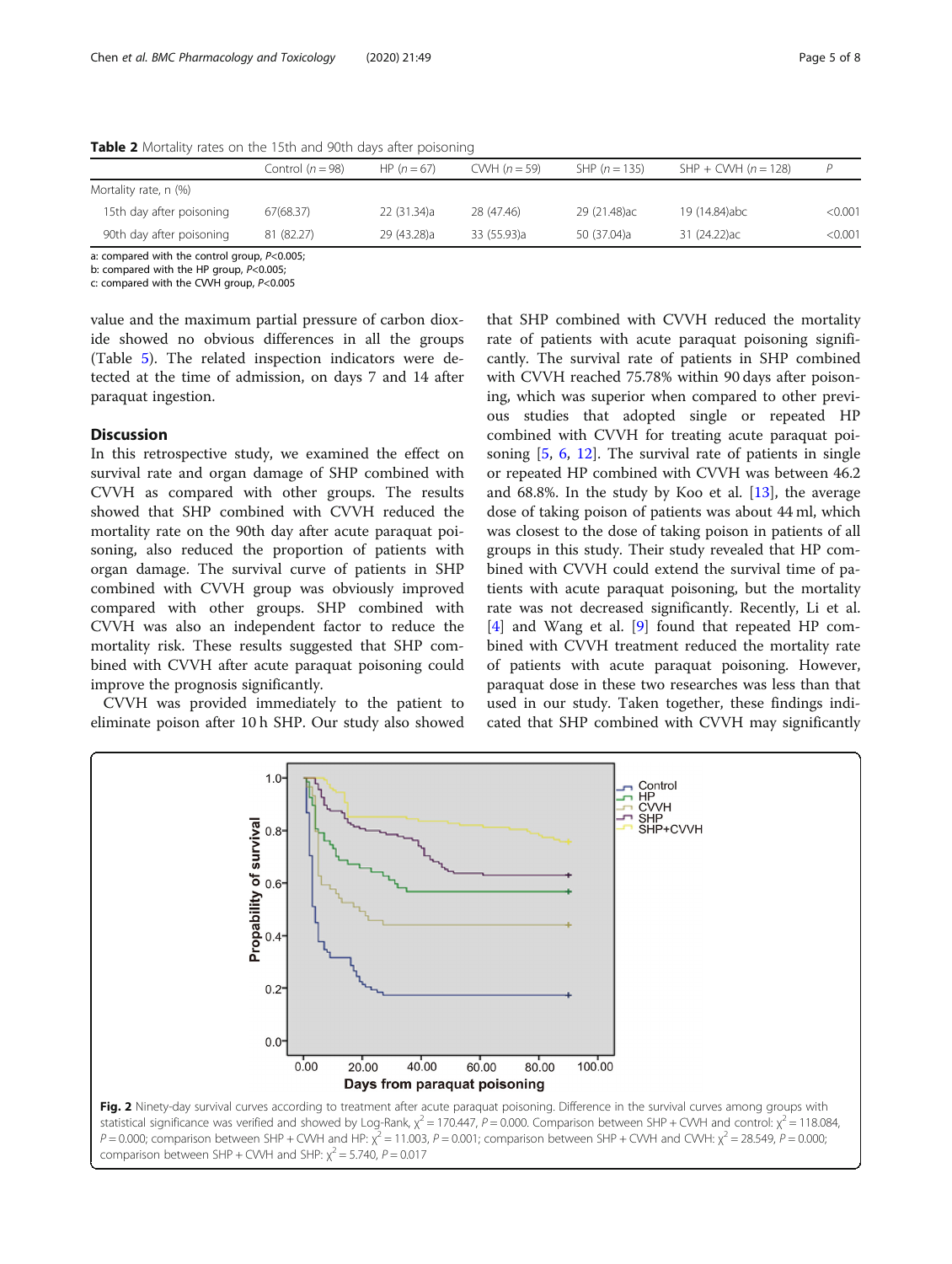**Table 2** Mortality rates on the 15th and 90th days after poisoning

| | Control ($n = 98$) | HP ($n = 67$) | CVVH ($n = 59$) | SHP ($n = 135$) | SHP + CVVH ($n = 128$) | P |
|---|---|---|---|---|---|---|
| Mortality rate, n (%) | | | | | | |
| 15th day after poisoning | 67(68.37) | 22 (31.34)a | 28 (47.46) | 29 (21.48)ac | 19 (14.84)abc | <0.001 |
| 90th day after poisoning | 81 (82.27) | 29 (43.28)a | 33 (55.93)a | 50 (37.04)a | 31 (24.22)ac | <0.001 |

a: compared with the control group, $P<0.005$;
b: compared with the HP group, $P<0.005$;
c: compared with the CVVH group, $P<0.005$

value and the maximum partial pressure of carbon dioxide showed no obvious differences in all the groups (Table 5). The related inspection indicators were detected at the time of admission, on days 7 and 14 after paraquat ingestion.

## Discussion

In this retrospective study, we examined the effect on survival rate and organ damage of SHP combined with CVVH as compared with other groups. The results showed that SHP combined with CVVH reduced the mortality rate on the 90th day after acute paraquat poisoning, also reduced the proportion of patients with organ damage. The survival curve of patients in SHP combined with CVVH group was obviously improved compared with other groups. SHP combined with CVVH was also an independent factor to reduce the mortality risk. These results suggested that SHP combined with CVVH after acute paraquat poisoning could improve the prognosis significantly.

CVVH was provided immediately to the patient to eliminate poison after 10 h SHP. Our study also showed that SHP combined with CVVH reduced the mortality rate of patients with acute paraquat poisoning significantly. The survival rate of patients in SHP combined with CVVH reached 75.78% within 90 days after poisoning, which was superior when compared to other previous studies that adopted single or repeated HP combined with CVVH for treating acute paraquat poisoning [5, 6, 12]. The survival rate of patients in single or repeated HP combined with CVVH was between 46.2 and 68.8%. In the study by Koo et al. [13], the average dose of taking poison of patients was about 44 ml, which was closest to the dose of taking poison in patients of all groups in this study. Their study revealed that HP combined with CVVH could extend the survival time of patients with acute paraquat poisoning, but the mortality rate was not decreased significantly. Recently, Li et al. [4] and Wang et al. [9] found that repeated HP combined with CVVH treatment reduced the mortality rate of patients with acute paraquat poisoning. However, paraquat dose in these two researches was less than that used in our study. Taken together, these findings indicated that SHP combined with CVVH may significantly

**Fig. 2** Ninety-day survival curves according to treatment after acute paraquat poisoning. Difference in the survival curves among groups with statistical significance was verified and showed by Log-Rank, $\chi^2 = 170.447$, $P = 0.000$. Comparison between SHP + CVVH and control: $\chi^2 = 118.084$, $P = 0.000$; comparison between SHP + CVVH and HP: $\chi^2 = 11.003$, $P = 0.001$; comparison between SHP + CVVH and CVVH: $\chi^2 = 28.549$, $P = 0.000$; comparison between SHP + CVVH and SHP: $\chi^2 = 5.740$, $P = 0.017$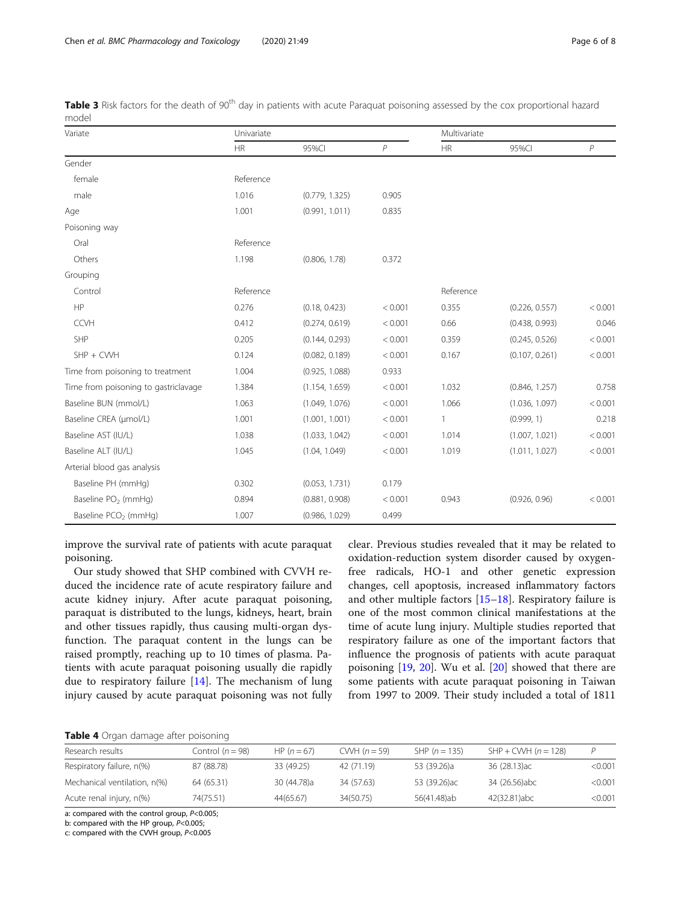**Table 3** Risk factors for the death of 90[th] day in patients with acute Paraquat poisoning assessed by the cox proportional hazard model

| Variate | Univariate | | | Multivariate | | |
|---|---|---|---|---|---|---|
| | HR | 95%CI | *P* | HR | 95%CI | *P* |
| Gender | | | | | | |
| female | Reference | | | | | |
| male | 1.016 | (0.779, 1.325) | 0.905 | | | |
| Age | 1.001 | (0.991, 1.011) | 0.835 | | | |
| Poisoning way | | | | | | |
| Oral | Reference | | | | | |
| Others | 1.198 | (0.806, 1.78) | 0.372 | | | |
| Grouping | | | | | | |
| Control | Reference | | | Reference | | |
| HP | 0.276 | (0.18, 0.423) | < 0.001 | 0.355 | (0.226, 0.557) | < 0.001 |
| CCVH | 0.412 | (0.274, 0.619) | < 0.001 | 0.66 | (0.438, 0.993) | 0.046 |
| SHP | 0.205 | (0.144, 0.293) | < 0.001 | 0.359 | (0.245, 0.526) | < 0.001 |
| SHP + CVVH | 0.124 | (0.082, 0.189) | < 0.001 | 0.167 | (0.107, 0.261) | < 0.001 |
| Time from poisoning to treatment | 1.004 | (0.925, 1.088) | 0.933 | | | |
| Time from poisoning to gastriclavage | 1.384 | (1.154, 1.659) | < 0.001 | 1.032 | (0.846, 1.257) | 0.758 |
| Baseline BUN (mmol/L) | 1.063 | (1.049, 1.076) | < 0.001 | 1.066 | (1.036, 1.097) | < 0.001 |
| Baseline CREA (μmol/L) | 1.001 | (1.001, 1.001) | < 0.001 | 1 | (0.999, 1) | 0.218 |
| Baseline AST (IU/L) | 1.038 | (1.033, 1.042) | < 0.001 | 1.014 | (1.007, 1.021) | < 0.001 |
| Baseline ALT (IU/L) | 1.045 | (1.04, 1.049) | < 0.001 | 1.019 | (1.011, 1.027) | < 0.001 |
| Arterial blood gas analysis | | | | | | |
| Baseline PH (mmHg) | 0.302 | (0.053, 1.731) | 0.179 | | | |
| Baseline $PO_2$ (mmHg) | 0.894 | (0.881, 0.908) | < 0.001 | 0.943 | (0.926, 0.96) | < 0.001 |
| Baseline $PCO_2$ (mmHg) | 1.007 | (0.986, 1.029) | 0.499 | | | |

improve the survival rate of patients with acute paraquat poisoning.

Our study showed that SHP combined with CVVH reduced the incidence rate of acute respiratory failure and acute kidney injury. After acute paraquat poisoning, paraquat is distributed to the lungs, kidneys, heart, brain and other tissues rapidly, thus causing multi-organ dysfunction. The paraquat content in the lungs can be raised promptly, reaching up to 10 times of plasma. Patients with acute paraquat poisoning usually die rapidly due to respiratory failure [14]. The mechanism of lung injury caused by acute paraquat poisoning was not fully clear. Previous studies revealed that it may be related to oxidation-reduction system disorder caused by oxygen-free radicals, HO-1 and other genetic expression changes, cell apoptosis, increased inflammatory factors and other multiple factors [15–18]. Respiratory failure is one of the most common clinical manifestations at the time of acute lung injury. Multiple studies reported that respiratory failure as one of the important factors that influence the prognosis of patients with acute paraquat poisoning [19, 20]. Wu et al. [20] showed that there are some patients with acute paraquat poisoning in Taiwan from 1997 to 2009. Their study included a total of 1811

**Table 4** Organ damage after poisoning

| Research results | Control (*n* = 98) | HP (*n* = 67) | CVVH (*n* = 59) | SHP (*n* = 135) | SHP + CVVH (*n* = 128) | *P* |
|---|---|---|---|---|---|---|
| Respiratory failure, n(%) | 87 (88.78) | 33 (49.25) | 42 (71.19) | 53 (39.26)a | 36 (28.13)ac | <0.001 |
| Mechanical ventilation, n(%) | 64 (65.31) | 30 (44.78)a | 34 (57.63) | 53 (39.26)ac | 34 (26.56)abc | <0.001 |
| Acute renal injury, n(%) | 74(75.51) | 44(65.67) | 34(50.75) | 56(41.48)ab | 42(32.81)abc | <0.001 |

a: compared with the control group, $P<0.005$;
b: compared with the HP group, $P<0.005$;
c: compared with the CVVH group, $P<0.005$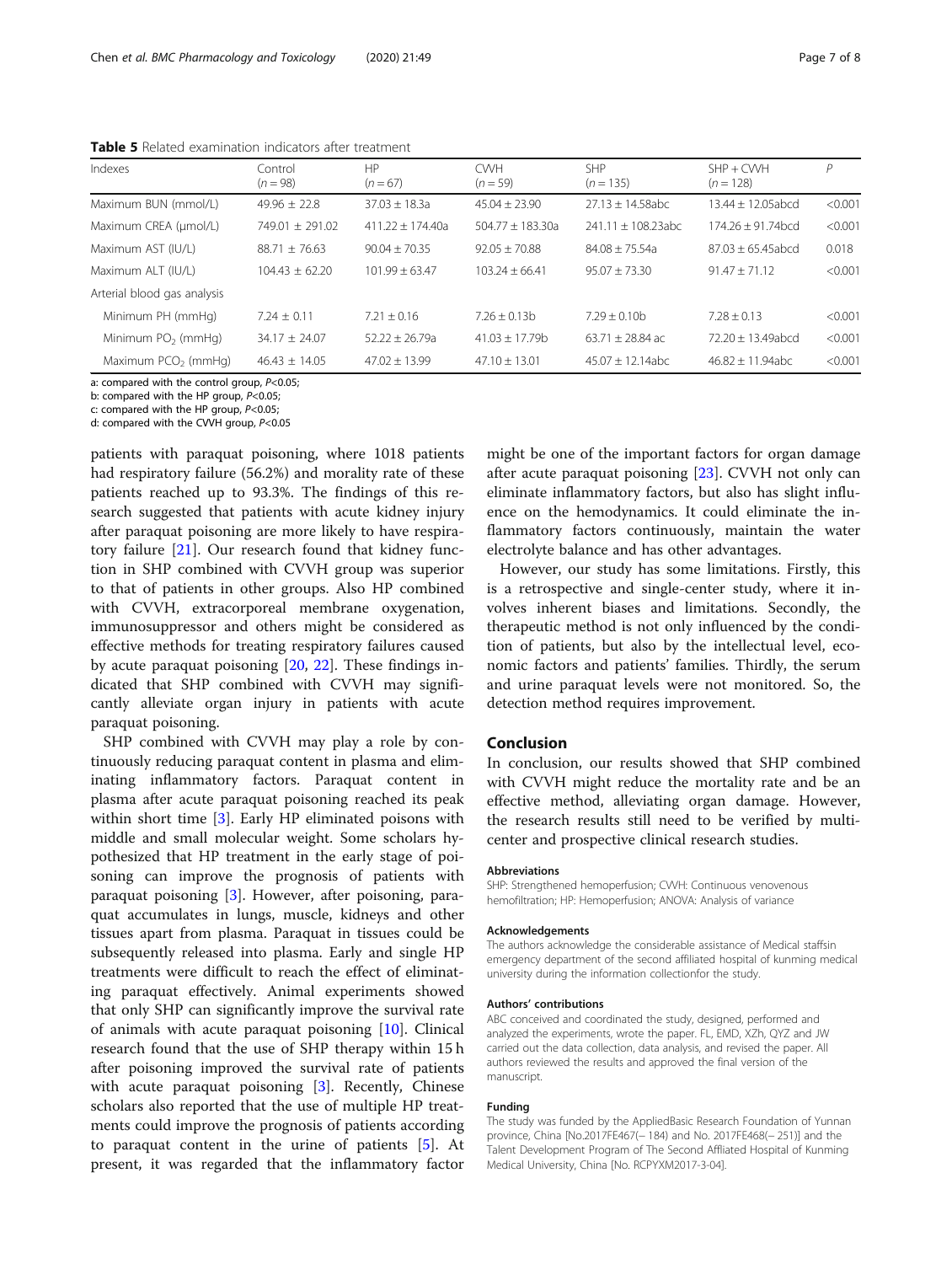**Table 5** Related examination indicators after treatment

| Indexes | Control ($n = 98$) | HP ($n = 67$) | CVVH ($n = 59$) | SHP ($n = 135$) | SHP + CVVH ($n = 128$) | P |
|---|---|---|---|---|---|---|
| Maximum BUN (mmol/L) | 49.96 ± 22.8 | 37.03 ± 18.3a | 45.04 ± 23.90 | 27.13 ± 14.58abc | 13.44 ± 12.05abcd | <0.001 |
| Maximum CREA (μmol/L) | 749.01 ± 291.02 | 411.22 ± 174.40a | 504.77 ± 183.30a | 241.11 ± 108.23abc | 174.26 ± 91.74bcd | <0.001 |
| Maximum AST (IU/L) | 88.71 ± 76.63 | 90.04 ± 70.35 | 92.05 ± 70.88 | 84.08 ± 75.54a | 87.03 ± 65.45abcd | 0.018 |
| Maximum ALT (IU/L) | 104.43 ± 62.20 | 101.99 ± 63.47 | 103.24 ± 66.41 | 95.07 ± 73.30 | 91.47 ± 71.12 | <0.001 |
| Arterial blood gas analysis | | | | | | |
| Minimum PH (mmHg) | 7.24 ± 0.11 | 7.21 ± 0.16 | 7.26 ± 0.13b | 7.29 ± 0.10b | 7.28 ± 0.13 | <0.001 |
| Minimum $PO_2$ (mmHg) | 34.17 ± 24.07 | 52.22 ± 26.79a | 41.03 ± 17.79b | 63.71 ± 28.84 ac | 72.20 ± 13.49abcd | <0.001 |
| Maximum $PCO_2$ (mmHg) | 46.43 ± 14.05 | 47.02 ± 13.99 | 47.10 ± 13.01 | 45.07 ± 12.14abc | 46.82 ± 11.94abc | <0.001 |

a: compared with the control group, $P<0.05$;
b: compared with the HP group, $P<0.05$;
c: compared with the HP group, $P<0.05$;
d: compared with the CVVH group, $P<0.05$

patients with paraquat poisoning, where 1018 patients had respiratory failure (56.2%) and morality rate of these patients reached up to 93.3%. The findings of this research suggested that patients with acute kidney injury after paraquat poisoning are more likely to have respiratory failure [21]. Our research found that kidney function in SHP combined with CVVH group was superior to that of patients in other groups. Also HP combined with CVVH, extracorporeal membrane oxygenation, immunosuppressor and others might be considered as effective methods for treating respiratory failures caused by acute paraquat poisoning [20, 22]. These findings indicated that SHP combined with CVVH may significantly alleviate organ injury in patients with acute paraquat poisoning.

SHP combined with CVVH may play a role by continuously reducing paraquat content in plasma and eliminating inflammatory factors. Paraquat content in plasma after acute paraquat poisoning reached its peak within short time [3]. Early HP eliminated poisons with middle and small molecular weight. Some scholars hypothesized that HP treatment in the early stage of poisoning can improve the prognosis of patients with paraquat poisoning [3]. However, after poisoning, paraquat accumulates in lungs, muscle, kidneys and other tissues apart from plasma. Paraquat in tissues could be subsequently released into plasma. Early and single HP treatments were difficult to reach the effect of eliminating paraquat effectively. Animal experiments showed that only SHP can significantly improve the survival rate of animals with acute paraquat poisoning [10]. Clinical research found that the use of SHP therapy within 15 h after poisoning improved the survival rate of patients with acute paraquat poisoning [3]. Recently, Chinese scholars also reported that the use of multiple HP treatments could improve the prognosis of patients according to paraquat content in the urine of patients [5]. At present, it was regarded that the inflammatory factor might be one of the important factors for organ damage after acute paraquat poisoning [23]. CVVH not only can eliminate inflammatory factors, but also has slight influence on the hemodynamics. It could eliminate the inflammatory factors continuously, maintain the water electrolyte balance and has other advantages.

However, our study has some limitations. Firstly, this is a retrospective and single-center study, where it involves inherent biases and limitations. Secondly, the therapeutic method is not only influenced by the condition of patients, but also by the intellectual level, economic factors and patients' families. Thirdly, the serum and urine paraquat levels were not monitored. So, the detection method requires improvement.

## Conclusion

In conclusion, our results showed that SHP combined with CVVH might reduce the mortality rate and be an effective method, alleviating organ damage. However, the research results still need to be verified by multicenter and prospective clinical research studies.

### Abbreviations

SHP: Strengthened hemoperfusion; CVVH: Continuous venovenous hemofiltration; HP: Hemoperfusion; ANOVA: Analysis of variance

### Acknowledgements

The authors acknowledge the considerable assistance of Medical staffsin emergency department of the second affiliated hospital of kunming medical university during the information collectionfor the study.

### Authors' contributions

ABC conceived and coordinated the study, designed, performed and analyzed the experiments, wrote the paper. FL, EMD, XZh, QYZ and JW carried out the data collection, data analysis, and revised the paper. All authors reviewed the results and approved the final version of the manuscript.

### Funding

The study was funded by the AppliedBasic Research Foundation of Yunnan province, China [No.2017FE467(− 184) and No. 2017FE468(− 251)] and the Talent Development Program of The Second Affliated Hospital of Kunming Medical University, China [No. RCPYXM2017-3-04].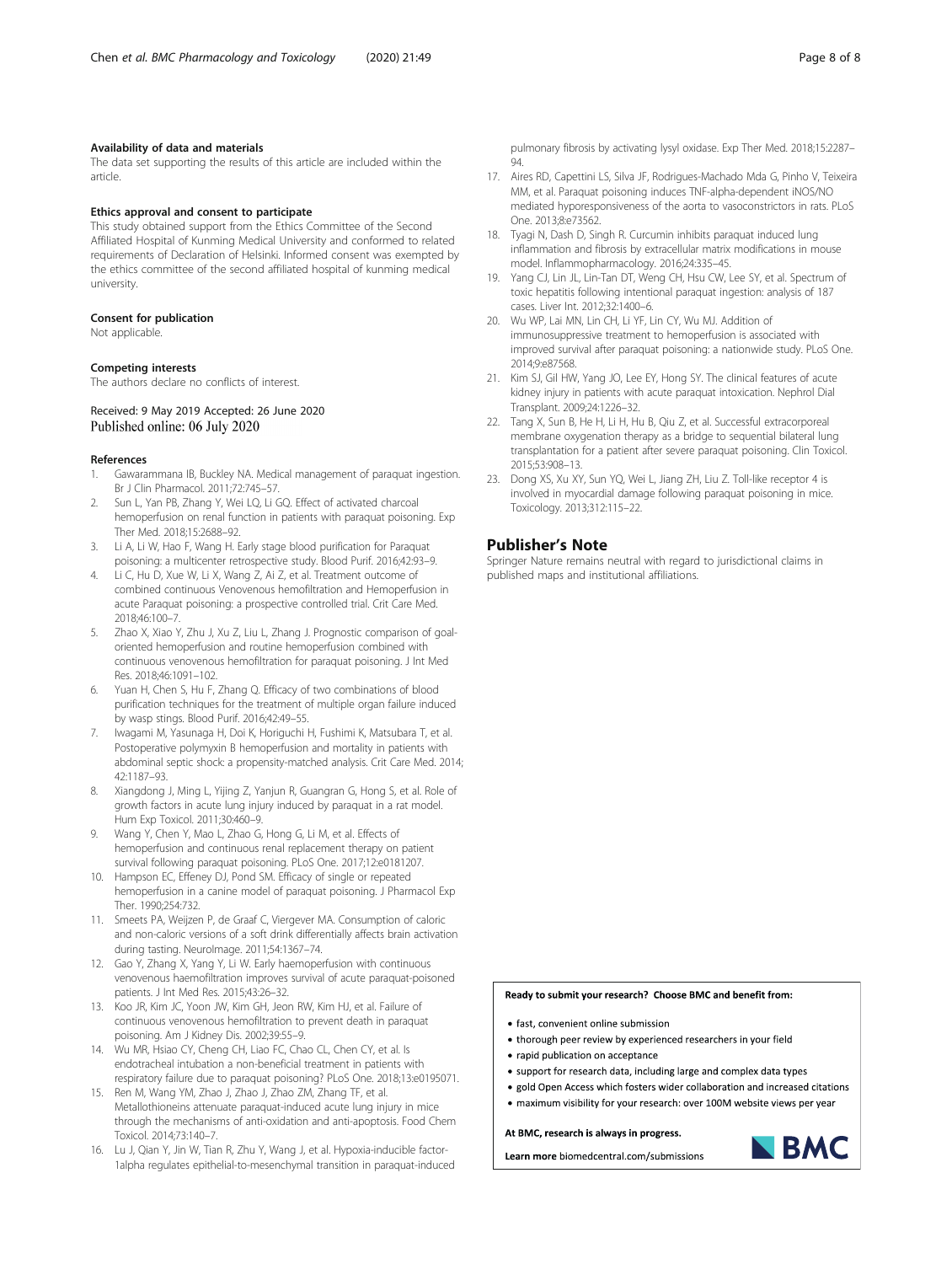#### Availability of data and materials
The data set supporting the results of this article are included within the article.

#### Ethics approval and consent to participate
This study obtained support from the Ethics Committee of the Second Affiliated Hospital of Kunming Medical University and conformed to related requirements of Declaration of Helsinki. Informed consent was exempted by the ethics committee of the second affiliated hospital of kunming medical university.

#### Consent for publication
Not applicable.

#### Competing interests
The authors declare no conflicts of interest.

Received: 9 May 2019 Accepted: 26 June 2020
Published online: 06 July 2020

#### References
1. Gawarammana IB, Buckley NA. Medical management of paraquat ingestion. Br J Clin Pharmacol. 2011;72:745–57.
2. Sun L, Yan PB, Zhang Y, Wei LQ, Li GQ. Effect of activated charcoal hemoperfusion on renal function in patients with paraquat poisoning. Exp Ther Med. 2018;15:2688–92.
3. Li A, Li W, Hao F, Wang H. Early stage blood purification for Paraquat poisoning: a multicenter retrospective study. Blood Purif. 2016;42:93–9.
4. Li C, Hu D, Xue W, Li X, Wang Z, Ai Z, et al. Treatment outcome of combined continuous Venovenous hemofiltration and Hemoperfusion in acute Paraquat poisoning: a prospective controlled trial. Crit Care Med. 2018;46:100–7.
5. Zhao X, Xiao Y, Zhu J, Xu Z, Liu L, Zhang J. Prognostic comparison of goal-oriented hemoperfusion and routine hemoperfusion combined with continuous venovenous hemofiltration for paraquat poisoning. J Int Med Res. 2018;46:1091–102.
6. Yuan H, Chen S, Hu F, Zhang Q. Efficacy of two combinations of blood purification techniques for the treatment of multiple organ failure induced by wasp stings. Blood Purif. 2016;42:49–55.
7. Iwagami M, Yasunaga H, Doi K, Horiguchi H, Fushimi K, Matsubara T, et al. Postoperative polymyxin B hemoperfusion and mortality in patients with abdominal septic shock: a propensity-matched analysis. Crit Care Med. 2014;42:1187–93.
8. Xiangdong J, Ming L, Yijing Z, Yanjun R, Guangran G, Hong S, et al. Role of growth factors in acute lung injury induced by paraquat in a rat model. Hum Exp Toxicol. 2011;30:460–9.
9. Wang Y, Chen Y, Mao L, Zhao G, Hong G, Li M, et al. Effects of hemoperfusion and continuous renal replacement therapy on patient survival following paraquat poisoning. PLoS One. 2017;12:e0181207.
10. Hampson EC, Effeney DJ, Pond SM. Efficacy of single or repeated hemoperfusion in a canine model of paraquat poisoning. J Pharmacol Exp Ther. 1990;254:732.
11. Smeets PA, Weijzen P, de Graaf C, Viergever MA. Consumption of caloric and non-caloric versions of a soft drink differentially affects brain activation during tasting. NeuroImage. 2011;54:1367–74.
12. Gao Y, Zhang X, Yang Y, Li W. Early haemoperfusion with continuous venovenous haemofiltration improves survival of acute paraquat-poisoned patients. J Int Med Res. 2015;43:26–32.
13. Koo JR, Kim JC, Yoon JW, Kim GH, Jeon RW, Kim HJ, et al. Failure of continuous venovenous hemofiltration to prevent death in paraquat poisoning. Am J Kidney Dis. 2002;39:55–9.
14. Wu MR, Hsiao CY, Cheng CH, Liao FC, Chao CL, Chen CY, et al. Is endotracheal intubation a non-beneficial treatment in patients with respiratory failure due to paraquat poisoning? PLoS One. 2018;13:e0195071.
15. Ren M, Wang YM, Zhao J, Zhao J, Zhao ZM, Zhang TF, et al. Metallothioneins attenuate paraquat-induced acute lung injury in mice through the mechanisms of anti-oxidation and anti-apoptosis. Food Chem Toxicol. 2014;73:140–7.
16. Lu J, Qian Y, Jin W, Tian R, Zhu Y, Wang J, et al. Hypoxia-inducible factor-1alpha regulates epithelial-to-mesenchymal transition in paraquat-induced pulmonary fibrosis by activating lysyl oxidase. Exp Ther Med. 2018;15:2287–94.
17. Aires RD, Capettini LS, Silva JF, Rodrigues-Machado Mda G, Pinho V, Teixeira MM, et al. Paraquat poisoning induces TNF-alpha-dependent iNOS/NO mediated hyporesponsiveness of the aorta to vasoconstrictors in rats. PLoS One. 2013;8:e73562.
18. Tyagi N, Dash D, Singh R. Curcumin inhibits paraquat induced lung inflammation and fibrosis by extracellular matrix modifications in mouse model. Inflammopharmacology. 2016;24:335–45.
19. Yang CJ, Lin JL, Lin-Tan DT, Weng CH, Hsu CW, Lee SY, et al. Spectrum of toxic hepatitis following intentional paraquat ingestion: analysis of 187 cases. Liver Int. 2012;32:1400–6.
20. Wu WP, Lai MN, Lin CH, Li YF, Lin CY, Wu MJ. Addition of immunosuppressive treatment to hemoperfusion is associated with improved survival after paraquat poisoning: a nationwide study. PLoS One. 2014;9:e87568.
21. Kim SJ, Gil HW, Yang JO, Lee EY, Hong SY. The clinical features of acute kidney injury in patients with acute paraquat intoxication. Nephrol Dial Transplant. 2009;24:1226–32.
22. Tang X, Sun B, He H, Li H, Hu B, Qiu Z, et al. Successful extracorporeal membrane oxygenation therapy as a bridge to sequential bilateral lung transplantation for a patient after severe paraquat poisoning. Clin Toxicol. 2015;53:908–13.
23. Dong XS, Xu XY, Sun YQ, Wei L, Jiang ZH, Liu Z. Toll-like receptor 4 is involved in myocardial damage following paraquat poisoning in mice. Toxicology. 2013;312:115–22.

## Publisher's Note
Springer Nature remains neutral with regard to jurisdictional claims in published maps and institutional affiliations.

**Ready to submit your research? Choose BMC and benefit from:**

- fast, convenient online submission
- thorough peer review by experienced researchers in your field
- rapid publication on acceptance
- support for research data, including large and complex data types
- gold Open Access which fosters wider collaboration and increased citations
- maximum visibility for your research: over 100M website views per year

**At BMC, research is always in progress.**

**Learn more** biomedcentral.com/submissions